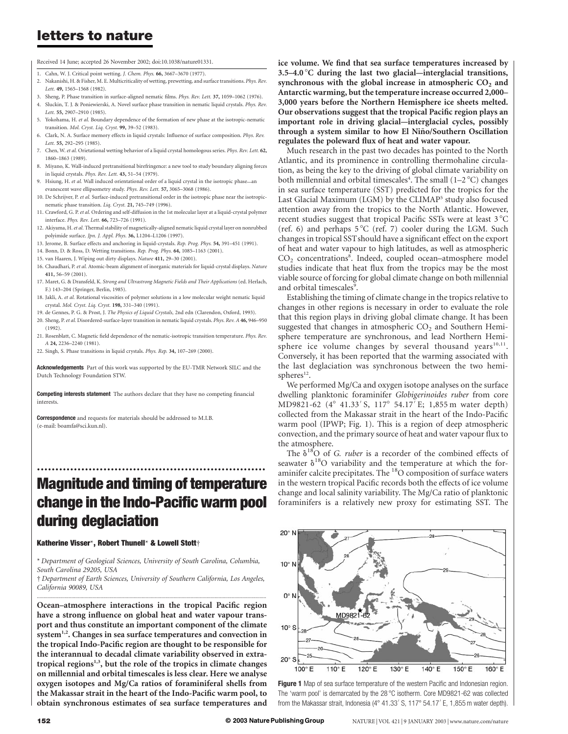Received 14 June; accepted 26 November 2002; doi:10.1038/nature01331.

1. Cahn, W. J. Critical point wetting. *J. Chem. Phys.* **66,** 3667–3670 (1977).
2. Nakanishi, H. & Fisher, M. E. Multicriticality of wetting, prewetting, and surface transitions. *Phys. Rev. Lett.* **49,** 1565–1568 (1982).
3. Sheng, P. Phase transition in surface-aligned nematic films. *Phys. Rev. Lett.* **37,** 1059–1062 (1976).
4. Sluckin, T. J. & Poniewierski, A. Novel surface phase transition in nematic liquid crystals. *Phys. Rev. Lett.* **55,** 2907–2910 (1985).
5. Yokohama, H. *et al.* Boundary dependence of the formation of new phase at the isotropic-nematic transition. *Mol. Cryst. Liq. Cryst.* **99,** 39–52 (1983).
6. Clark, N. A. Surface memory effects in liquid crystals: Influence of surface composition. *Phys. Rev. Lett.* **55,** 292–295 (1985).
7. Chen, W. *et al.* Orietational wetting behavior of a liquid crystal homologous series. *Phys. Rev. Lett.* **62,** 1860–1863 (1989).
8. Miyano, K. Wall-induced pretransitional birefringence: a new tool to study boundary aligning forces in liquid crystals. *Phys. Rev. Lett.* **43,** 51–54 (1979).
9. Hsiung, H. *et al.* Wall induced orientational order of a liquid crystal in the isotropic phase—an evanescent wave ellipsometry study. *Phys. Rev. Lett.* **57,** 3065–3068 (1986).
10. De Schrijver, P. *et al.* Surface-induced pretransitional order in the isotropic phase near the isotropic-nematic phase transition. *Liq. Cryst.* **21,** 745–749 (1996).
11. Crawford, G. P. *et al.* Ordering and self-diffusion in the 1st molecular layer at a liquid-crystal polymer interface. *Phys. Rev. Lett.* **66,** 723–726 (1991).
12. Akiyama, H. *et al.* Thermal stability of magnetically-aligned nematic liquid crystal layer on nonrubbed polyimide surface. *Jpn. J. Appl. Phys.* **36,** L1204–L1206 (1997).
13. Jerome, B. Surface effects and anchoring in liquid-crystals. *Rep. Prog. Phys.* **54,** 391–451 (1991).
14. Bonn, D. & Ross, D. Wetting transitions. *Rep. Prog. Phys.* **64,** 1085–1163 (2001).
15. van Haaren, J. Wiping out dirty displays. *Nature* **411,** 29–30 (2001).
16. Chaudhari, P. *et al.* Atomic-beam alignment of inorganic materials for liquid-crystal displays. *Nature* **411,** 56–59 (2001).
17. Maret, G. & Dransfeld, K. *Strong and Ultrastrong Magnetic Fields and Their Applications* (ed. Herlach, F.) 143–204 (Springer, Berlin, 1985).
18. Jakli, A. *et al.* Rotational viscosities of polymer solutions in a low molecular weight nematic liquid crystal. *Mol. Cryst. Liq. Cryst.* **198,** 331–340 (1991).
19. de Gennes, P. G. & Prost, J. *The Physics of Liquid Crystals*, 2nd edn (Clarendon, Oxford, 1993).
20. Sheng, P. *et al.* Disordered-surface-layer transition in nematic liquid crystals. *Phys. Rev. A* **46,** 946–950 (1992).
21. Rosenblatt, C. Magnetic field dependence of the nematic-isotropic transition temperature. *Phys. Rev. A* **24,** 2236–2240 (1981).
22. Singh, S. Phase transitions in liquid crystals. *Phys. Rep.* **34,** 107–269 (2000).

**Acknowledgements** Part of this work was supported by the EU-TMR Network SILC and the Dutch Technology Foundation STW.

**Competing interests statement** The authors declare that they have no competing financial interests.

**Correspondence** and requests for materials should be addressed to M.I.B. (e-mail: boamfa@sci.kun.nl).

# Magnitude and timing of temperature change in the Indo-Pacific warm pool during deglaciation

**Katherine Visser\*, Robert Thunell\* & Lowell Stott†**

\* *Department of Geological Sciences, University of South Carolina, Columbia, South Carolina 29205, USA*

† *Department of Earth Sciences, University of Southern California, Los Angeles, California 90089, USA*

**Ocean–atmosphere interactions in the tropical Pacific region have a strong influence on global heat and water vapour transport and thus constitute an important component of the climate system[1,2]. Changes in sea surface temperatures and convection in the tropical Indo-Pacific region are thought to be responsible for the interannual to decadal climate variability observed in extra-tropical regions[1,3], but the role of the tropics in climate changes on millennial and orbital timescales is less clear. Here we analyse oxygen isotopes and Mg/Ca ratios of foraminiferal shells from the Makassar strait in the heart of the Indo-Pacific warm pool, to obtain synchronous estimates of sea surface temperatures and ice volume. We find that sea surface temperatures increased by 3.5–4.0 °C during the last two glacial—interglacial transitions, synchronous with the global increase in atmospheric $CO_2$ and Antarctic warming, but the temperature increase occurred 2,000–3,000 years before the Northern Hemisphere ice sheets melted. Our observations suggest that the tropical Pacific region plays an important role in driving glacial—interglacial cycles, possibly through a system similar to how El Niño/Southern Oscillation regulates the poleward flux of heat and water vapour.**

Much research in the past two decades has pointed to the North Atlantic, and its prominence in controlling thermohaline circulation, as being the key to the driving of global climate variability on both millennial and orbital timescales[4]. The small (1–2 °C) changes in sea surface temperature (SST) predicted for the tropics for the Last Glacial Maximum (LGM) by the CLIMAP[5] study also focused attention away from the tropics to the North Atlantic. However, recent studies suggest that tropical Pacific SSTs were at least 3 °C (ref. 6) and perhaps 5 °C (ref. 7) cooler during the LGM. Such changes in tropical SST should have a significant effect on the export of heat and water vapour to high latitudes, as well as atmospheric $CO_2$ concentrations[8]. Indeed, coupled ocean–atmosphere model studies indicate that heat flux from the tropics may be the most viable source of forcing for global climate change on both millennial and orbital timescales[9].

Establishing the timing of climate change in the tropics relative to changes in other regions is necessary in order to evaluate the role that this region plays in driving global climate change. It has been suggested that changes in atmospheric $CO_2$ and Southern Hemisphere temperature are synchronous, and lead Northern Hemisphere ice volume changes by several thousand years[10,11]. Conversely, it has been reported that the warming associated with the last deglaciation was synchronous between the two hemispheres[12].

We performed Mg/Ca and oxygen isotope analyses on the surface dwelling planktonic foraminifer *Globigerinoides ruber* from core MD9821-62 (4° 41.33′ S, 117° 54.17′ E; 1,855 m water depth) collected from the Makassar strait in the heart of the Indo-Pacific warm pool (IPWP; Fig. 1). This is a region of deep atmospheric convection, and the primary source of heat and water vapour flux to the atmosphere.

The $\delta^{18}O$ of *G. ruber* is a recorder of the combined effects of seawater $\delta^{18}O$ variability and the temperature at which the foraminifer calcite precipitates. The $^{18}O$ composition of surface waters in the western tropical Pacific records both the effects of ice volume change and local salinity variability. The Mg/Ca ratio of planktonic foraminifers is a relatively new proxy for estimating SST. The

**Figure 1** Map of sea surface temperature of the western Pacific and Indonesian region. The 'warm pool' is demarcated by the 28 °C isotherm. Core MD9821-62 was collected from the Makassar strait, Indonesia (4° 41.33′ S, 117° 54.17′ E, 1,855 m water depth).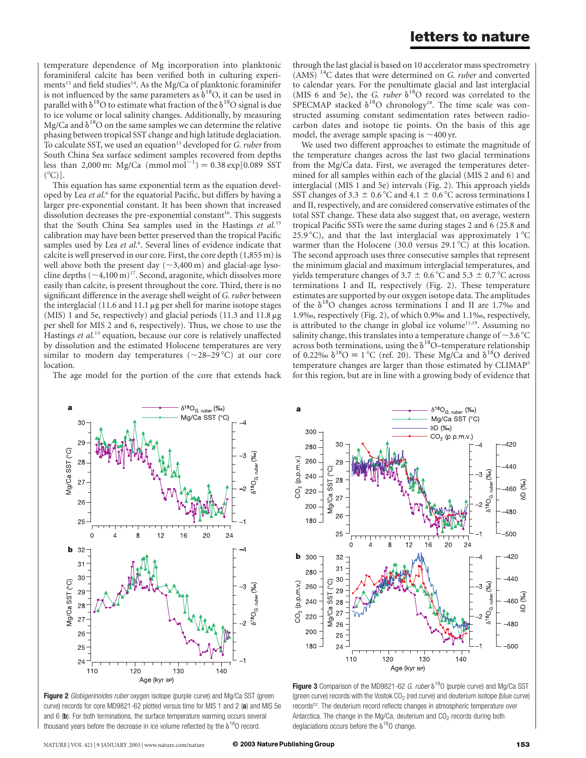temperature dependence of Mg incorporation into planktonic foraminiferal calcite has been verified both in culturing experiments[13] and field studies[14]. As the Mg/Ca of planktonic foraminifer is not influenced by the same parameters as $\delta^{18}O$, it can be used in parallel with $\delta^{18}O$ to estimate what fraction of the $\delta^{18}O$ signal is due to ice volume or local salinity changes. Additionally, by measuring Mg/Ca and $\delta^{18}O$ on the same samples we can determine the relative phasing between tropical SST change and high latitude deglaciation. To calculate SST, we used an equation[15] developed for *G. ruber* from South China Sea surface sediment samples recovered from depths less than 2,000 m: Mg/Ca (mmol mol$^{-1}$) = 0.38 exp[0.089 SST (°C)].

This equation has same exponential term as the equation developed by Lea *et al.*[6] for the equatorial Pacific, but differs by having a larger pre-exponential constant. It has been shown that increased dissolution decreases the pre-exponential constant[16]. This suggests that the South China Sea samples used in the Hastings *et al.*[15] calibration may have been better preserved than the tropical Pacific samples used by Lea *et al.*[6]. Several lines of evidence indicate that calcite is well preserved in our core. First, the core depth (1,855 m) is well above both the present day (~3,400 m) and glacial-age lysocline depths (~4,100 m)[17]. Second, aragonite, which dissolves more easily than calcite, is present throughout the core. Third, there is no significant difference in the average shell weight of *G. ruber* between the interglacial (11.6 and 11.1 μg per shell for marine isotope stages (MIS) 1 and 5e, respectively) and glacial periods (11.3 and 11.8 μg per shell for MIS 2 and 6, respectively). Thus, we chose to use the Hastings *et al.*[15] equation, because our core is relatively unaffected by dissolution and the estimated Holocene temperatures are very similar to modern day temperatures (~28–29 °C) at our core location.

The age model for the portion of the core that extends back through the last glacial is based on 10 accelerator mass spectrometry (AMS) $^{14}C$ dates that were determined on *G. ruber* and converted to calendar years. For the penultimate glacial and last interglacial (MIS 6 and 5e), the *G. ruber* $\delta^{18}O$ record was correlated to the SPECMAP stacked $\delta^{18}O$ chronology[18]. The time scale was constructed assuming constant sedimentation rates between radiocarbon dates and isotope tie points. On the basis of this age model, the average sample spacing is ~400 yr.

We used two different approaches to estimate the magnitude of the temperature changes across the last two glacial terminations from the Mg/Ca data. First, we averaged the temperatures determined for all samples within each of the glacial (MIS 2 and 6) and interglacial (MIS 1 and 5e) intervals (Fig. 2). This approach yields SST changes of 3.3 ± 0.6 °C and 4.1 ± 0.6 °C across terminations I and II, respectively, and are considered conservative estimates of the total SST change. These data also suggest that, on average, western tropical Pacific SSTs were the same during stages 2 and 6 (25.8 and 25.9 °C), and that the last interglacial was approximately 1 °C warmer than the Holocene (30.0 versus 29.1 °C) at this location. The second approach uses three consecutive samples that represent the minimum glacial and maximum interglacial temperatures, and yields temperature changes of 3.7 ± 0.6 °C and 5.3 ± 0.7 °C across terminations I and II, respectively (Fig. 2). These temperature estimates are supported by our oxygen isotope data. The amplitudes of the $\delta^{18}O$ changes across terminations I and II are 1.7‰ and 1.9‰, respectively (Fig. 2), of which 0.9‰ and 1.1‰, respectively, is attributed to the change in global ice volume[11,19]. Assuming no salinity change, this translates into a temperature change of ~3.6 °C across both terminations, using the $\delta^{18}O$–temperature relationship of 0.22‰ $\delta^{18}O \equiv 1$ °C (ref. 20). These Mg/Ca and $\delta^{18}O$ derived temperature changes are larger than those estimated by CLIMAP[5] for this region, but are in line with a growing body of evidence that

**Figure 2** *Globigerinoides ruber* oxygen isotope (purple curve) and Mg/Ca SST (green curve) records for core MD9821-62 plotted versus time for MIS 1 and 2 (**a**) and MIS 5e and 6 (**b**). For both terminations, the surface temperature warming occurs several thousand years before the decrease in ice volume reflected by the $\delta^{18}O$ record.

**Figure 3** Comparison of the MD9821-62 *G. ruber* $\delta^{18}O$ (purple curve) and Mg/Ca SST (green curve) records with the Vostok $CO_2$ (red curve) and deuterium isotope (blue curve) records[22]. The deuterium record reflects changes in atmospheric temperature over Antarctica. The change in the Mg/Ca, deuterium and $CO_2$ records during both deglaciations occurs before the $\delta^{18}O$ change.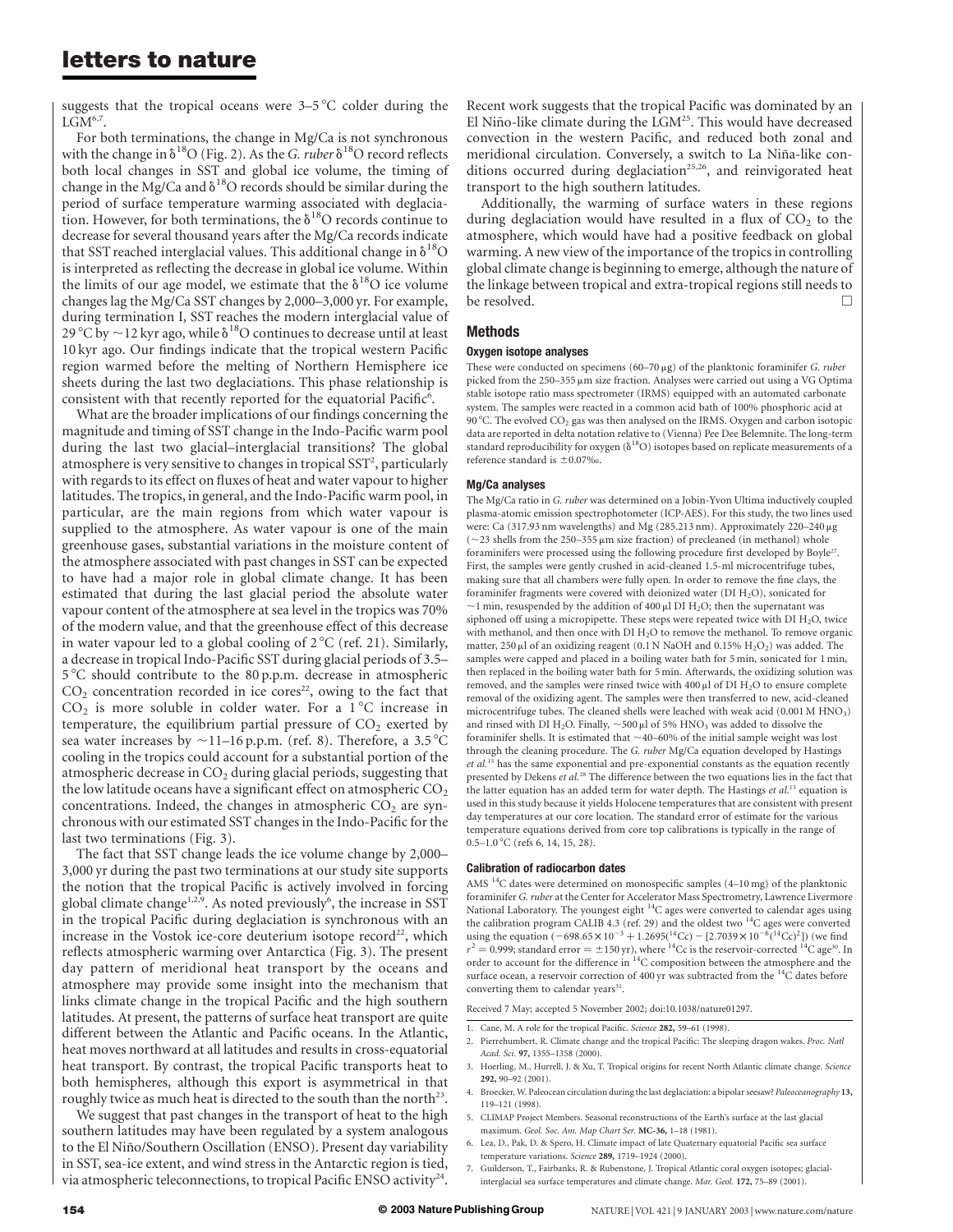suggests that the tropical oceans were 3–5 °C colder during the LGM[6,7].

For both terminations, the change in Mg/Ca is not synchronous with the change in $\delta^{18}O$ (Fig. 2). As the *G. ruber* $\delta^{18}O$ record reflects both local changes in SST and global ice volume, the timing of change in the Mg/Ca and $\delta^{18}O$ records should be similar during the period of surface temperature warming associated with deglaciation. However, for both terminations, the $\delta^{18}O$ records continue to decrease for several thousand years after the Mg/Ca records indicate that SST reached interglacial values. This additional change in $\delta^{18}O$ is interpreted as reflecting the decrease in global ice volume. Within the limits of our age model, we estimate that the $\delta^{18}O$ ice volume changes lag the Mg/Ca SST changes by 2,000–3,000 yr. For example, during termination I, SST reaches the modern interglacial value of 29 °C by ~12 kyr ago, while $\delta^{18}O$ continues to decrease until at least 10 kyr ago. Our findings indicate that the tropical western Pacific region warmed before the melting of Northern Hemisphere ice sheets during the last two deglaciations. This phase relationship is consistent with that recently reported for the equatorial Pacific[6].

What are the broader implications of our findings concerning the magnitude and timing of SST change in the Indo-Pacific warm pool during the last two glacial–interglacial transitions? The global atmosphere is very sensitive to changes in tropical SST[2], particularly with regards to its effect on fluxes of heat and water vapour to higher latitudes. The tropics, in general, and the Indo-Pacific warm pool, in particular, are the main regions from which water vapour is supplied to the atmosphere. As water vapour is one of the main greenhouse gases, substantial variations in the moisture content of the atmosphere associated with past changes in SST can be expected to have had a major role in global climate change. It has been estimated that during the last glacial period the absolute water vapour content of the atmosphere at sea level in the tropics was 70% of the modern value, and that the greenhouse effect of this decrease in water vapour led to a global cooling of 2 °C (ref. 21). Similarly, a decrease in tropical Indo-Pacific SST during glacial periods of 3.5–5 °C should contribute to the 80 p.p.m. decrease in atmospheric $CO_2$ concentration recorded in ice cores[22], owing to the fact that $CO_2$ is more soluble in colder water. For a 1 °C increase in temperature, the equilibrium partial pressure of $CO_2$ exerted by sea water increases by ~11–16 p.p.m. (ref. 8). Therefore, a 3.5 °C cooling in the tropics could account for a substantial portion of the atmospheric decrease in $CO_2$ during glacial periods, suggesting that the low latitude oceans have a significant effect on atmospheric $CO_2$ concentrations. Indeed, the changes in atmospheric $CO_2$ are synchronous with our estimated SST changes in the Indo-Pacific for the last two terminations (Fig. 3).

The fact that SST change leads the ice volume change by 2,000–3,000 yr during the past two terminations at our study site supports the notion that the tropical Pacific is actively involved in forcing global climate change[1,2,9]. As noted previously[6], the increase in SST in the tropical Pacific during deglaciation is synchronous with an increase in the Vostok ice-core deuterium isotope record[22], which reflects atmospheric warming over Antarctica (Fig. 3). The present day pattern of meridional heat transport by the oceans and atmosphere may provide some insight into the mechanism that links climate change in the tropical Pacific and the high southern latitudes. At present, the patterns of surface heat transport are quite different between the Atlantic and Pacific oceans. In the Atlantic, heat moves northward at all latitudes and results in cross-equatorial heat transport. By contrast, the tropical Pacific transports heat to both hemispheres, although this export is asymmetrical in that roughly twice as much heat is directed to the south than the north[23].

We suggest that past changes in the transport of heat to the high southern latitudes may have been regulated by a system analogous to the El Niño/Southern Oscillation (ENSO). Present day variability in SST, sea-ice extent, and wind stress in the Antarctic region is tied, via atmospheric teleconnections, to tropical Pacific ENSO activity[24]. Recent work suggests that the tropical Pacific was dominated by an El Niño-like climate during the LGM[25]. This would have decreased convection in the western Pacific, and reduced both zonal and meridional circulation. Conversely, a switch to La Niña-like conditions occurred during deglaciation[25,26], and reinvigorated heat transport to the high southern latitudes.

Additionally, the warming of surface waters in these regions during deglaciation would have resulted in a flux of $CO_2$ to the atmosphere, which would have had a positive feedback on global warming. A new view of the importance of the tropics in controlling global climate change is beginning to emerge, although the nature of the linkage between tropical and extra-tropical regions still needs to be resolved. □

## Methods

### Oxygen isotope analyses

These were conducted on specimens (60–70 μg) of the planktonic foraminifer *G. ruber* picked from the 250–355 μm size fraction. Analyses were carried out using a VG Optima stable isotope ratio mass spectrometer (IRMS) equipped with an automated carbonate system. The samples were reacted in a common acid bath of 100% phosphoric acid at 90 °C. The evolved $CO_2$ gas was then analysed on the IRMS. Oxygen and carbon isotopic data are reported in delta notation relative to (Vienna) Pee Dee Belemnite. The long-term standard reproducibility for oxygen ($\delta^{18}O$) isotopes based on replicate measurements of a reference standard is ±0.07‰.

### Mg/Ca analyses

The Mg/Ca ratio in *G. ruber* was determined on a Jobin-Yvon Ultima inductively coupled plasma-atomic emission spectrophotometer (ICP-AES). For this study, the two lines used were: Ca (317.93 nm wavelengths) and Mg (285.213 nm). Approximately 220–240 μg (~23 shells from the 250–355 μm size fraction) of precleaned (in methanol) whole foraminifers were processed using the following procedure first developed by Boyle[27]. First, the samples were gently crushed in acid-cleaned 1.5-ml microcentrifuge tubes, making sure that all chambers were fully open. In order to remove the fine clays, the foraminifer fragments were covered with deionized water (DI $H_2O$), sonicated for ~1 min, resuspended by the addition of 400 μl DI $H_2O$; then the supernatant was siphoned off using a micropipette. These steps were repeated twice with DI $H_2O$, twice with methanol, and then once with DI $H_2O$ to remove the methanol. To remove organic matter, 250 μl of an oxidizing reagent (0.1 N NaOH and 0.15% $H_2O_2$) was added. The samples were capped and placed in a boiling water bath for 5 min, sonicated for 1 min, then replaced in the boiling water bath for 5 min. Afterwards, the oxidizing solution was removed, and the samples were rinsed twice with 400 μl of DI $H_2O$ to ensure complete removal of the oxidizing agent. The samples were then transferred to new, acid-cleaned microcentrifuge tubes. The cleaned shells were leached with weak acid (0.001 M $HNO_3$) and rinsed with DI $H_2O$. Finally, ~500 μl of 5% $HNO_3$ was added to dissolve the foraminifer shells. It is estimated that ~40–60% of the initial sample weight was lost through the cleaning procedure. The *G. ruber* Mg/Ca equation developed by Hastings *et al.*[15] has the same exponential and pre-exponential constants as the equation recently presented by Dekens *et al.*[28] The difference between the two equations lies in the fact that the latter equation has an added term for water depth. The Hastings *et al.*[15] equation is used in this study because it yields Holocene temperatures that are consistent with present day temperatures at our core location. The standard error of estimate for the various temperature equations derived from core top calibrations is typically in the range of 0.5–1.0 °C (refs 6, 14, 15, 28).

### Calibration of radiocarbon dates

AMS $^{14}C$ dates were determined on monospecific samples (4–10 mg) of the planktonic foraminifer *G. ruber* at the Center for Accelerator Mass Spectrometry, Lawrence Livermore National Laboratory. The youngest eight $^{14}C$ ages were converted to calendar ages using the calibration program CALIB 4.3 (ref. 29) and the oldest two $^{14}C$ ages were converted using the equation ($-698.65\times10^{-3} + 1.2695(^{14}Cc) - [2.7039\times10^{-6}(^{14}Cc)^2]$) (we find $r^2 = 0.999$; standard error = ±150 yr), where $^{14}Cc$ is the reservoir-corrected $^{14}C$ age[30]. In order to account for the difference in $^{14}C$ composition between the atmosphere and the surface ocean, a reservoir correction of 400 yr was subtracted from the $^{14}C$ dates before converting them to calendar years[31].

Received 7 May; accepted 5 November 2002; doi:10.1038/nature01297.

1. Cane, M. A role for the tropical Pacific. *Science* **282,** 59–61 (1998).
2. Pierrehumbert, R. Climate change and the tropical Pacific: The sleeping dragon wakes. *Proc. Natl Acad. Sci.* **97,** 1355–1358 (2000).
3. Hoerling, M., Hurrell, J. & Xu, T. Tropical origins for recent North Atlantic climate change. *Science* **292,** 90–92 (2001).
4. Broecker, W. Paleocean circulation during the last deglaciation: a bipolar seesaw? *Paleoceanography* **13,** 119–121 (1998).
5. CLIMAP Project Members. Seasonal reconstructions of the Earth's surface at the last glacial maximum. *Geol. Soc. Am. Map Chart Ser.* **MC-36,** 1–18 (1981).
6. Lea, D., Pak, D. & Spero, H. Climate impact of late Quaternary equatorial Pacific sea surface temperature variations. *Science* **289,** 1719–1924 (2000).
7. Guilderson, T., Fairbanks, R. & Rubenstone, J. Tropical Atlantic coral oxygen isotopes; glacial-interglacial sea surface temperatures and climate change. *Mar. Geol.* **172,** 75–89 (2001).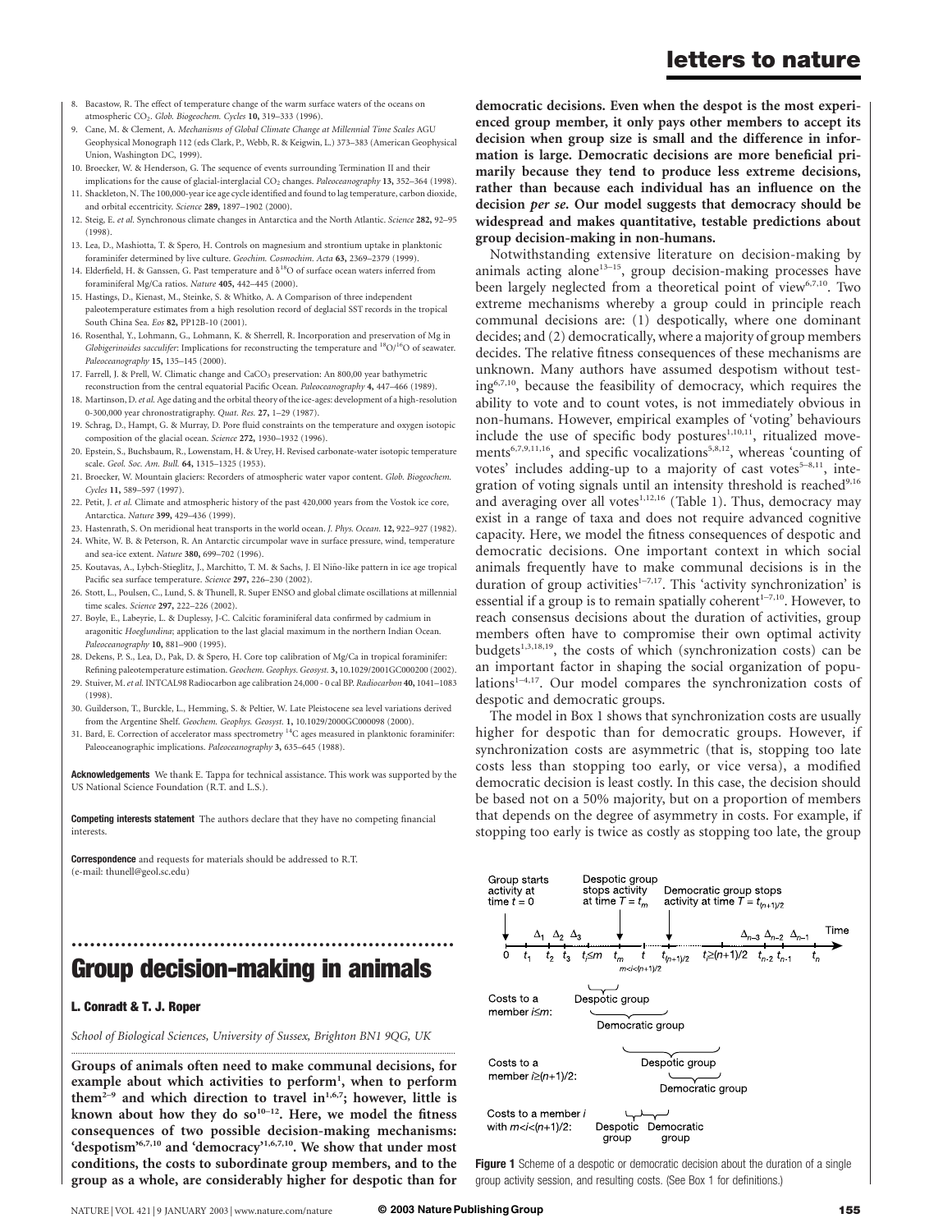8. Bacastow, R. The effect of temperature change of the warm surface waters of the oceans on atmospheric $CO_2$. *Glob. Biogeochem. Cycles* **10,** 319–333 (1996).
9. Cane, M. & Clement, A. *Mechanisms of Global Climate Change at Millennial Time Scales* AGU Geophysical Monograph 112 (eds Clark, P., Webb, R. & Keigwin, L.) 373–383 (American Geophysical Union, Washington DC, 1999).
10. Broecker, W. & Henderson, G. The sequence of events surrounding Termination II and their implications for the cause of glacial-interglacial $CO_2$ changes. *Paleoceanography* **13,** 352–364 (1998).
11. Shackleton, N. The 100,000-year ice age cycle identified and found to lag temperature, carbon dioxide, and orbital eccentricity. *Science* **289,** 1897–1902 (2000).
12. Steig, E. *et al.* Synchronous climate changes in Antarctica and the North Atlantic. *Science* **282,** 92–95 (1998).
13. Lea, D., Mashiotta, T. & Spero, H. Controls on magnesium and strontium uptake in planktonic foraminifer determined by live culture. *Geochim. Cosmochim. Acta* **63,** 2369–2379 (1999).
14. Elderfield, H. & Ganssen, G. Past temperature and $\delta^{18}O$ of surface ocean waters inferred from foraminiferal Mg/Ca ratios. *Nature* **405,** 442–445 (2000).
15. Hastings, D., Kienast, M., Steinke, S. & Whitko, A. A Comparison of three independent paleotemperature estimates from a high resolution record of deglacial SST records in the tropical South China Sea. *Eos* **82,** PP12B-10 (2001).
16. Rosenthal, Y., Lohmann, G., Lohmann, K. & Sherrell, R. Incorporation and preservation of Mg in *Globigerinoides sacculifer*: Implications for reconstructing the temperature and $^{18}O/^{16}O$ of seawater. *Paleoceanography* **15,** 135–145 (2000).
17. Farrell, J. & Prell, W. Climatic change and $CaCO_3$ preservation: An 800,00 year bathymetric reconstruction from the central equatorial Pacific Ocean. *Paleoceanography* **4,** 447–466 (1989).
18. Martinson, D. *et al.* Age dating and the orbital theory of the ice-ages: development of a high-resolution 0-300,000 year chronostratigraphy. *Quat. Res.* **27,** 1–29 (1987).
19. Schrag, D., Hampt, G. & Murray, D. Pore fluid constraints on the temperature and oxygen isotopic composition of the glacial ocean. *Science* **272,** 1930–1932 (1996).
20. Epstein, S., Buchsbaum, R., Lowenstam, H. & Urey, H. Revised carbonate-water isotopic temperature scale. *Geol. Soc. Am. Bull.* **64,** 1315–1325 (1953).
21. Broecker, W. Mountain glaciers: Recorders of atmospheric water vapor content. *Glob. Biogeochem. Cycles* **11,** 589–597 (1997).
22. Petit, J. *et al.* Climate and atmospheric history of the past 420,000 years from the Vostok ice core, Antarctica. *Nature* **399,** 429–436 (1999).
23. Hastenrath, S. On meridional heat transports in the world ocean. *J. Phys. Ocean.* **12,** 922–927 (1982).
24. White, W. B. & Peterson, R. An Antarctic circumpolar wave in surface pressure, wind, temperature and sea-ice extent. *Nature* **380,** 699–702 (1996).
25. Koutavas, A., Lybch-Stieglitz, J., Marchitto, T. M. & Sachs, J. El Niño-like pattern in ice age tropical Pacific sea surface temperature. *Science* **297,** 226–230 (2002).
26. Stott, L., Poulsen, C., Lund, S. & Thunell, R. Super ENSO and global climate oscillations at millennial time scales. *Science* **297,** 222–226 (2002).
27. Boyle, E., Labeyrie, L. & Duplessy, J-C. Calcitic foraminiferal data confirmed by cadmium in aragonitic *Hoeglundina*; application to the last glacial maximum in the northern Indian Ocean. *Paleoceanography* **10,** 881–900 (1995).
28. Dekens, P. S., Lea, D., Pak, D. & Spero, H. Core top calibration of Mg/Ca in tropical foraminifer: Refining paleotemperature estimation. *Geochem. Geophys. Geosyst.* **3,** 10.1029/2001GC000200 (2002).
29. Stuiver, M. *et al.* INTCAL98 Radiocarbon age calibration 24,000 - 0 cal BP. *Radiocarbon* **40,** 1041–1083 (1998).
30. Guilderson, T., Burckle, L., Hemming, S. & Peltier, W. Late Pleistocene sea level variations derived from the Argentine Shelf. *Geochem. Geophys. Geosyst.* **1,** 10.1029/2000GC000098 (2000).
31. Bard, E. Correction of accelerator mass spectrometry $^{14}C$ ages measured in planktonic foraminifer: Paleoceanographic implications. *Paleoceanography* **3,** 635–645 (1988).

**Acknowledgements** We thank E. Tappa for technical assistance. This work was supported by the US National Science Foundation (R.T. and L.S.).

**Competing interests statement** The authors declare that they have no competing financial interests.

**Correspondence** and requests for materials should be addressed to R.T. (e-mail: thunell@geol.sc.edu)

# Group decision-making in animals

**L. Conradt & T. J. Roper**

*School of Biological Sciences, University of Sussex, Brighton BN1 9QG, UK*

**Groups of animals often need to make communal decisions, for example about which activities to perform[1], when to perform them[2–9] and which direction to travel in[1,6,7]; however, little is known about how they do so[10–12]. Here, we model the fitness consequences of two possible decision-making mechanisms: 'despotism'[6,7,10] and 'democracy'[1,6,7,10]. We show that under most conditions, the costs to subordinate group members, and to the group as a whole, are considerably higher for despotic than for democratic decisions. Even when the despot is the most experienced group member, it only pays other members to accept its decision when group size is small and the difference in information is large. Democratic decisions are more beneficial primarily because they tend to produce less extreme decisions, rather than because each individual has an influence on the decision *per se*. Our model suggests that democracy should be widespread and makes quantitative, testable predictions about group decision-making in non-humans.**

Notwithstanding extensive literature on decision-making by animals acting alone[13–15], group decision-making processes have been largely neglected from a theoretical point of view[6,7,10]. Two extreme mechanisms whereby a group could in principle reach communal decisions are: (1) despotically, where one dominant decides; and (2) democratically, where a majority of group members decides. The relative fitness consequences of these mechanisms are unknown. Many authors have assumed despotism without testing[6,7,10], because the feasibility of democracy, which requires the ability to vote and to count votes, is not immediately obvious in non-humans. However, empirical examples of 'voting' behaviours include the use of specific body postures[1,10,11], ritualized movements[6,7,9,11,16], and specific vocalizations[5,8,12], whereas 'counting of votes' includes adding-up to a majority of cast votes[5–8,11], integration of voting signals until an intensity threshold is reached[9,16] and averaging over all votes[1,12,16] (Table 1). Thus, democracy may exist in a range of taxa and does not require advanced cognitive capacity. Here, we model the fitness consequences of despotic and democratic decisions. One important context in which social animals frequently have to make communal decisions is in the duration of group activities[1–7,17]. This 'activity synchronization' is essential if a group is to remain spatially coherent[1–7,10]. However, to reach consensus decisions about the duration of activities, group members often have to compromise their own optimal activity budgets[1,3,18,19], the costs of which (synchronization costs) can be an important factor in shaping the social organization of populations[1–4,17]. Our model compares the synchronization costs of despotic and democratic groups.

The model in Box 1 shows that synchronization costs are usually higher for despotic than for democratic groups. However, if synchronization costs are asymmetric (that is, stopping too late costs less than stopping too early, or vice versa), a modified democratic decision is least costly. In this case, the decision should be based not on a 50% majority, but on a proportion of members that depends on the degree of asymmetry in costs. For example, if stopping too early is twice as costly as stopping too late, the group

Group starts activity at time $t = 0$

Despotic group stops activity at time $T = t_m$

Democratic group stops activity at time $T = t_{(n+1)/2}$

Time

$\Delta_1$ $\Delta_2$ $\Delta_3$ $\Delta_{n-3}$ $\Delta_{n-2}$ $\Delta_{n-1}$

$0$ $t_1$ $t_2$ $t_3$ $t_i \le m$ $t_m$ $t$ $t_{(n+1)/2}$ $t_i \ge (n+1)/2$ $t_{n-2}$ $t_{n-1}$ $t_n$

$m < i < (n+1)/2$

Costs to a member $i \le m$: Despotic group; Democratic group

Costs to a member $i \ge (n+1)/2$: Despotic group; Democratic group

Costs to a member $i$ with $m < i < (n+1)/2$: Despotic group; Democratic group

**Figure 1** Scheme of a despotic or democratic decision about the duration of a single group activity session, and resulting costs. (See Box 1 for definitions.)